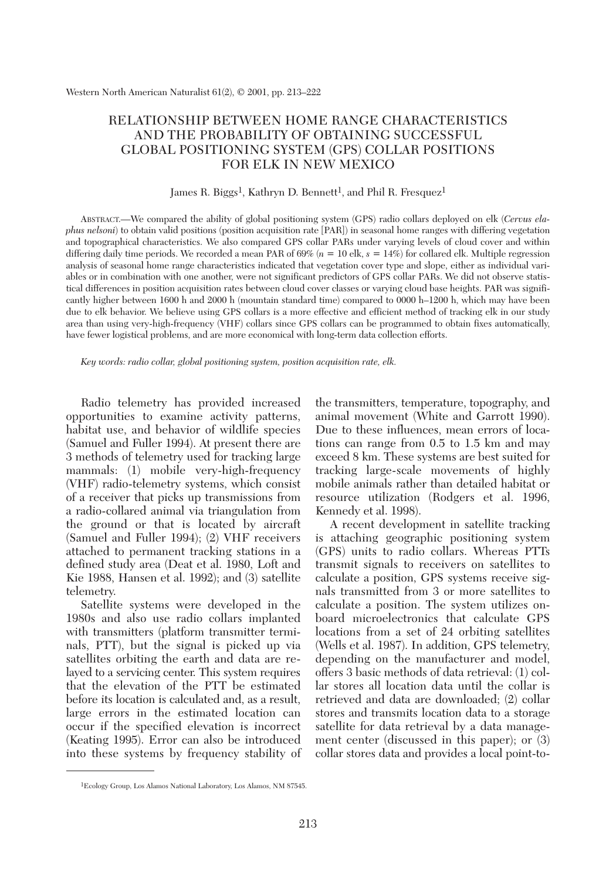# RELATIONSHIP BETWEEN HOME RANGE CHARACTERISTICS AND THE PROBABILITY OF OBTAINING SUCCESSFUL GLOBAL POSITIONING SYSTEM (GPS) COLLAR POSITIONS FOR ELK IN NEW MEXICO

James R. Biggs[1], Kathryn D. Bennett[1], and Phil R. Fresquez[1]

ABSTRACT.—We compared the ability of global positioning system (GPS) radio collars deployed on elk (*Cervus elaphus nelsoni*) to obtain valid positions (position acquisition rate [PAR]) in seasonal home ranges with differing vegetation and topographical characteristics. We also compared GPS collar PARs under varying levels of cloud cover and within differing daily time periods. We recorded a mean PAR of 69% ($n$ = 10 elk, $s$ = 14%) for collared elk. Multiple regression analysis of seasonal home range characteristics indicated that vegetation cover type and slope, either as individual variables or in combination with one another, were not significant predictors of GPS collar PARs. We did not observe statistical differences in position acquisition rates between cloud cover classes or varying cloud base heights. PAR was significantly higher between 1600 h and 2000 h (mountain standard time) compared to 0000 h–1200 h, which may have been due to elk behavior. We believe using GPS collars is a more effective and efficient method of tracking elk in our study area than using very-high-frequency (VHF) collars since GPS collars can be programmed to obtain fixes automatically, have fewer logistical problems, and are more economical with long-term data collection efforts.

*Key words: radio collar, global positioning system, position acquisition rate, elk.*

Radio telemetry has provided increased opportunities to examine activity patterns, habitat use, and behavior of wildlife species (Samuel and Fuller 1994). At present there are 3 methods of telemetry used for tracking large mammals: (1) mobile very-high-frequency (VHF) radio-telemetry systems, which consist of a receiver that picks up transmissions from a radio-collared animal via triangulation from the ground or that is located by aircraft (Samuel and Fuller 1994); (2) VHF receivers attached to permanent tracking stations in a defined study area (Deat et al. 1980, Loft and Kie 1988, Hansen et al. 1992); and (3) satellite telemetry.

Satellite systems were developed in the 1980s and also use radio collars implanted with transmitters (platform transmitter terminals, PTT), but the signal is picked up via satellites orbiting the earth and data are relayed to a servicing center. This system requires that the elevation of the PTT be estimated before its location is calculated and, as a result, large errors in the estimated location can occur if the specified elevation is incorrect (Keating 1995). Error can also be introduced into these systems by frequency stability of the transmitters, temperature, topography, and animal movement (White and Garrott 1990). Due to these influences, mean errors of locations can range from 0.5 to 1.5 km and may exceed 8 km. These systems are best suited for tracking large-scale movements of highly mobile animals rather than detailed habitat or resource utilization (Rodgers et al. 1996, Kennedy et al. 1998).

A recent development in satellite tracking is attaching geographic positioning system (GPS) units to radio collars. Whereas PTTs transmit signals to receivers on satellites to calculate a position, GPS systems receive signals transmitted from 3 or more satellites to calculate a position. The system utilizes onboard microelectronics that calculate GPS locations from a set of 24 orbiting satellites (Wells et al. 1987). In addition, GPS telemetry, depending on the manufacturer and model, offers 3 basic methods of data retrieval: (1) collar stores all location data until the collar is retrieved and data are downloaded; (2) collar stores and transmits location data to a storage satellite for data retrieval by a data management center (discussed in this paper); or (3) collar stores data and provides a local point-to-

[1]Ecology Group, Los Alamos National Laboratory, Los Alamos, NM 87545.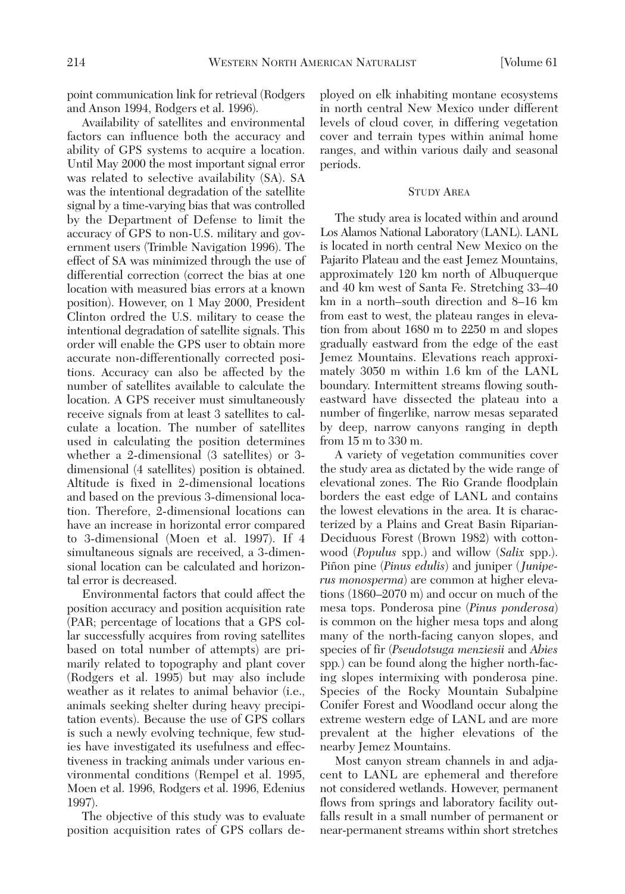point communication link for retrieval (Rodgers and Anson 1994, Rodgers et al. 1996).

Availability of satellites and environmental factors can influence both the accuracy and ability of GPS systems to acquire a location. Until May 2000 the most important signal error was related to selective availability (SA). SA was the intentional degradation of the satellite signal by a time-varying bias that was controlled by the Department of Defense to limit the accuracy of GPS to non-U.S. military and government users (Trimble Navigation 1996). The effect of SA was minimized through the use of differential correction (correct the bias at one location with measured bias errors at a known position). However, on 1 May 2000, President Clinton ordred the U.S. military to cease the intentional degradation of satellite signals. This order will enable the GPS user to obtain more accurate non-differentionally corrected positions. Accuracy can also be affected by the number of satellites available to calculate the location. A GPS receiver must simultaneously receive signals from at least 3 satellites to calculate a location. The number of satellites used in calculating the position determines whether a 2-dimensional (3 satellites) or 3-dimensional (4 satellites) position is obtained. Altitude is fixed in 2-dimensional locations and based on the previous 3-dimensional location. Therefore, 2-dimensional locations can have an increase in horizontal error compared to 3-dimensional (Moen et al. 1997). If 4 simultaneous signals are received, a 3-dimensional location can be calculated and horizontal error is decreased.

Environmental factors that could affect the position accuracy and position acquisition rate (PAR; percentage of locations that a GPS collar successfully acquires from roving satellites based on total number of attempts) are primarily related to topography and plant cover (Rodgers et al. 1995) but may also include weather as it relates to animal behavior (i.e., animals seeking shelter during heavy precipitation events). Because the use of GPS collars is such a newly evolving technique, few studies have investigated its usefulness and effectiveness in tracking animals under various environmental conditions (Rempel et al. 1995, Moen et al. 1996, Rodgers et al. 1996, Edenius 1997).

The objective of this study was to evaluate position acquisition rates of GPS collars deployed on elk inhabiting montane ecosystems in north central New Mexico under different levels of cloud cover, in differing vegetation cover and terrain types within animal home ranges, and within various daily and seasonal periods.

## STUDY AREA

The study area is located within and around Los Alamos National Laboratory (LANL). LANL is located in north central New Mexico on the Pajarito Plateau and the east Jemez Mountains, approximately 120 km north of Albuquerque and 40 km west of Santa Fe. Stretching 33–40 km in a north–south direction and 8–16 km from east to west, the plateau ranges in elevation from about 1680 m to 2250 m and slopes gradually eastward from the edge of the east Jemez Mountains. Elevations reach approximately 3050 m within 1.6 km of the LANL boundary. Intermittent streams flowing southeastward have dissected the plateau into a number of fingerlike, narrow mesas separated by deep, narrow canyons ranging in depth from 15 m to 330 m.

A variety of vegetation communities cover the study area as dictated by the wide range of elevational zones. The Rio Grande floodplain borders the east edge of LANL and contains the lowest elevations in the area. It is characterized by a Plains and Great Basin Riparian-Deciduous Forest (Brown 1982) with cottonwood (*Populus* spp.) and willow (*Salix* spp.). Piñon pine (*Pinus edulis*) and juniper (*Juniperus monosperma*) are common at higher elevations (1860–2070 m) and occur on much of the mesa tops. Ponderosa pine (*Pinus ponderosa*) is common on the higher mesa tops and along many of the north-facing canyon slopes, and species of fir (*Pseudotsuga menziesii* and *Abies* spp.) can be found along the higher north-facing slopes intermixing with ponderosa pine. Species of the Rocky Mountain Subalpine Conifer Forest and Woodland occur along the extreme western edge of LANL and are more prevalent at the higher elevations of the nearby Jemez Mountains.

Most canyon stream channels in and adjacent to LANL are ephemeral and therefore not considered wetlands. However, permanent flows from springs and laboratory facility outfalls result in a small number of permanent or near-permanent streams within short stretches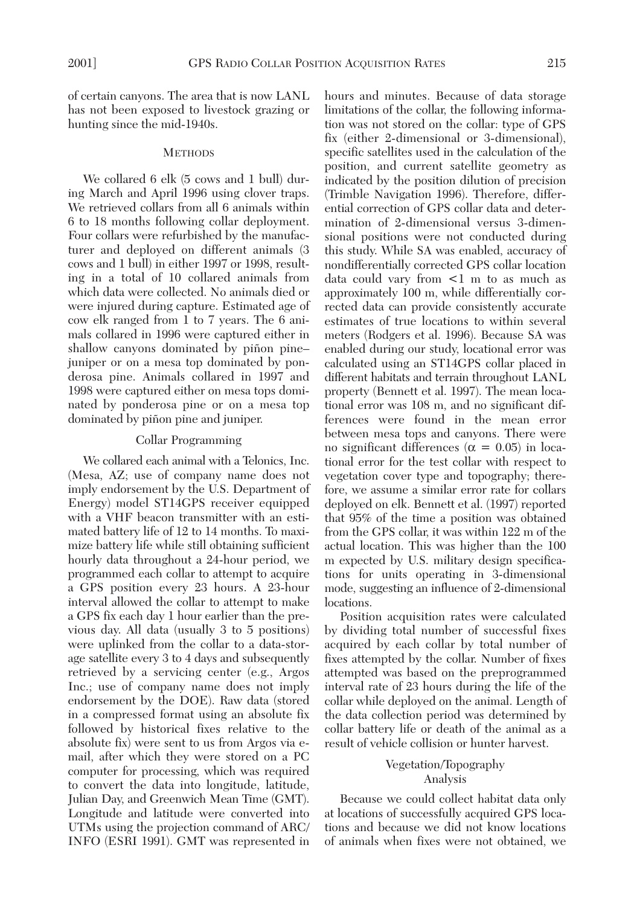of certain canyons. The area that is now LANL has not been exposed to livestock grazing or hunting since the mid-1940s.

## Methods

We collared 6 elk (5 cows and 1 bull) during March and April 1996 using clover traps. We retrieved collars from all 6 animals within 6 to 18 months following collar deployment. Four collars were refurbished by the manufacturer and deployed on different animals (3 cows and 1 bull) in either 1997 or 1998, resulting in a total of 10 collared animals from which data were collected. No animals died or were injured during capture. Estimated age of cow elk ranged from 1 to 7 years. The 6 animals collared in 1996 were captured either in shallow canyons dominated by piñon pine–juniper or on a mesa top dominated by ponderosa pine. Animals collared in 1997 and 1998 were captured either on mesa tops dominated by ponderosa pine or on a mesa top dominated by piñon pine and juniper.

### Collar Programming

We collared each animal with a Telonics, Inc. (Mesa, AZ; use of company name does not imply endorsement by the U.S. Department of Energy) model ST14GPS receiver equipped with a VHF beacon transmitter with an estimated battery life of 12 to 14 months. To maximize battery life while still obtaining sufficient hourly data throughout a 24-hour period, we programmed each collar to attempt to acquire a GPS position every 23 hours. A 23-hour interval allowed the collar to attempt to make a GPS fix each day 1 hour earlier than the previous day. All data (usually 3 to 5 positions) were uplinked from the collar to a data-storage satellite every 3 to 4 days and subsequently retrieved by a servicing center (e.g., Argos Inc.; use of company name does not imply endorsement by the DOE). Raw data (stored in a compressed format using an absolute fix followed by historical fixes relative to the absolute fix) were sent to us from Argos via e-mail, after which they were stored on a PC computer for processing, which was required to convert the data into longitude, latitude, Julian Day, and Greenwich Mean Time (GMT). Longitude and latitude were converted into UTMs using the projection command of ARC/INFO (ESRI 1991). GMT was represented in hours and minutes. Because of data storage limitations of the collar, the following information was not stored on the collar: type of GPS fix (either 2-dimensional or 3-dimensional), specific satellites used in the calculation of the position, and current satellite geometry as indicated by the position dilution of precision (Trimble Navigation 1996). Therefore, differential correction of GPS collar data and determination of 2-dimensional versus 3-dimensional positions were not conducted during this study. While SA was enabled, accuracy of nondifferentially corrected GPS collar location data could vary from <1 m to as much as approximately 100 m, while differentially corrected data can provide consistently accurate estimates of true locations to within several meters (Rodgers et al. 1996). Because SA was enabled during our study, locational error was calculated using an ST14GPS collar placed in different habitats and terrain throughout LANL property (Bennett et al. 1997). The mean locational error was 108 m, and no significant differences were found in the mean error between mesa tops and canyons. There were no significant differences ($\alpha = 0.05$) in locational error for the test collar with respect to vegetation cover type and topography; therefore, we assume a similar error rate for collars deployed on elk. Bennett et al. (1997) reported that 95% of the time a position was obtained from the GPS collar, it was within 122 m of the actual location. This was higher than the 100 m expected by U.S. military design specifications for units operating in 3-dimensional mode, suggesting an influence of 2-dimensional locations.

Position acquisition rates were calculated by dividing total number of successful fixes acquired by each collar by total number of fixes attempted by the collar. Number of fixes attempted was based on the preprogrammed interval rate of 23 hours during the life of the collar while deployed on the animal. Length of the data collection period was determined by collar battery life or death of the animal as a result of vehicle collision or hunter harvest.

### Vegetation/Topography Analysis

Because we could collect habitat data only at locations of successfully acquired GPS locations and because we did not know locations of animals when fixes were not obtained, we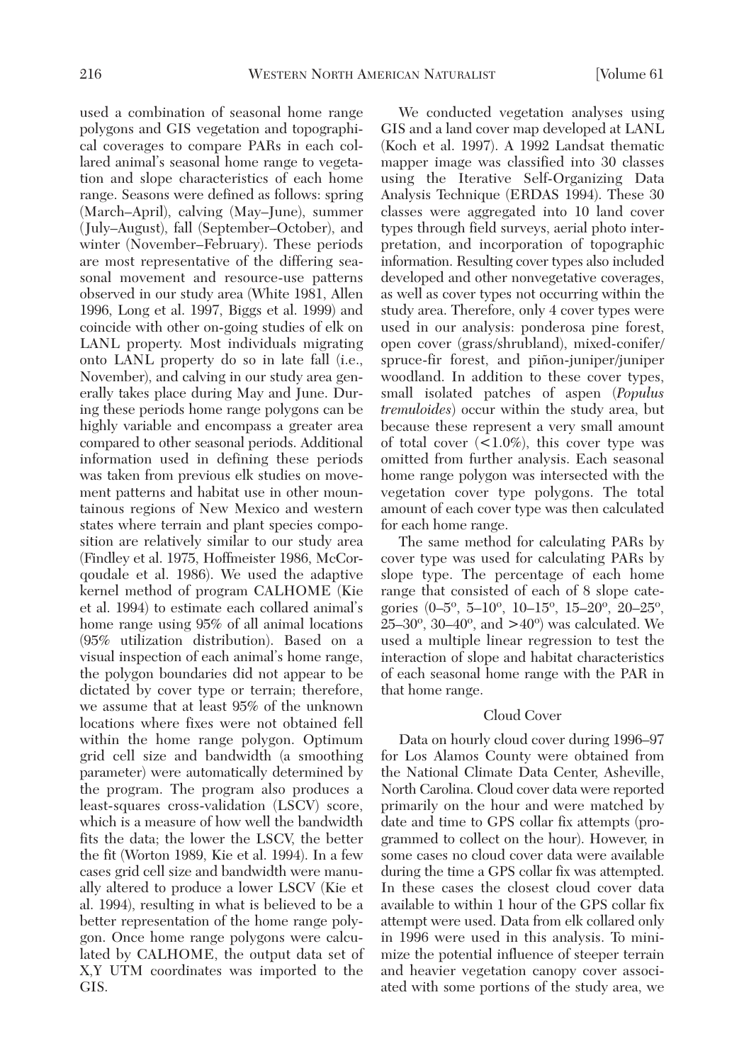used a combination of seasonal home range polygons and GIS vegetation and topographical coverages to compare PARs in each collared animal's seasonal home range to vegetation and slope characteristics of each home range. Seasons were defined as follows: spring (March–April), calving (May–June), summer (July–August), fall (September–October), and winter (November–February). These periods are most representative of the differing seasonal movement and resource-use patterns observed in our study area (White 1981, Allen 1996, Long et al. 1997, Biggs et al. 1999) and coincide with other on-going studies of elk on LANL property. Most individuals migrating onto LANL property do so in late fall (i.e., November), and calving in our study area generally takes place during May and June. During these periods home range polygons can be highly variable and encompass a greater area compared to other seasonal periods. Additional information used in defining these periods was taken from previous elk studies on movement patterns and habitat use in other mountainous regions of New Mexico and western states where terrain and plant species composition are relatively similar to our study area (Findley et al. 1975, Hoffmeister 1986, McCorqoudale et al. 1986). We used the adaptive kernel method of program CALHOME (Kie et al. 1994) to estimate each collared animal's home range using 95% of all animal locations (95% utilization distribution). Based on a visual inspection of each animal's home range, the polygon boundaries did not appear to be dictated by cover type or terrain; therefore, we assume that at least 95% of the unknown locations where fixes were not obtained fell within the home range polygon. Optimum grid cell size and bandwidth (a smoothing parameter) were automatically determined by the program. The program also produces a least-squares cross-validation (LSCV) score, which is a measure of how well the bandwidth fits the data; the lower the LSCV, the better the fit (Worton 1989, Kie et al. 1994). In a few cases grid cell size and bandwidth were manually altered to produce a lower LSCV (Kie et al. 1994), resulting in what is believed to be a better representation of the home range polygon. Once home range polygons were calculated by CALHOME, the output data set of X,Y UTM coordinates was imported to the GIS.

We conducted vegetation analyses using GIS and a land cover map developed at LANL (Koch et al. 1997). A 1992 Landsat thematic mapper image was classified into 30 classes using the Iterative Self-Organizing Data Analysis Technique (ERDAS 1994). These 30 classes were aggregated into 10 land cover types through field surveys, aerial photo interpretation, and incorporation of topographic information. Resulting cover types also included developed and other nonvegetative coverages, as well as cover types not occurring within the study area. Therefore, only 4 cover types were used in our analysis: ponderosa pine forest, open cover (grass/shrubland), mixed-conifer/spruce-fir forest, and piñon-juniper/juniper woodland. In addition to these cover types, small isolated patches of aspen (*Populus tremuloides*) occur within the study area, but because these represent a very small amount of total cover (<1.0%), this cover type was omitted from further analysis. Each seasonal home range polygon was intersected with the vegetation cover type polygons. The total amount of each cover type was then calculated for each home range.

The same method for calculating PARs by cover type was used for calculating PARs by slope type. The percentage of each home range that consisted of each of 8 slope categories (0–5°, 5–10°, 10–15°, 15–20°, 20–25°, 25–30°, 30–40°, and >40°) was calculated. We used a multiple linear regression to test the interaction of slope and habitat characteristics of each seasonal home range with the PAR in that home range.

### Cloud Cover

Data on hourly cloud cover during 1996–97 for Los Alamos County were obtained from the National Climate Data Center, Asheville, North Carolina. Cloud cover data were reported primarily on the hour and were matched by date and time to GPS collar fix attempts (programmed to collect on the hour). However, in some cases no cloud cover data were available during the time a GPS collar fix was attempted. In these cases the closest cloud cover data available to within 1 hour of the GPS collar fix attempt were used. Data from elk collared only in 1996 were used in this analysis. To minimize the potential influence of steeper terrain and heavier vegetation canopy cover associated with some portions of the study area, we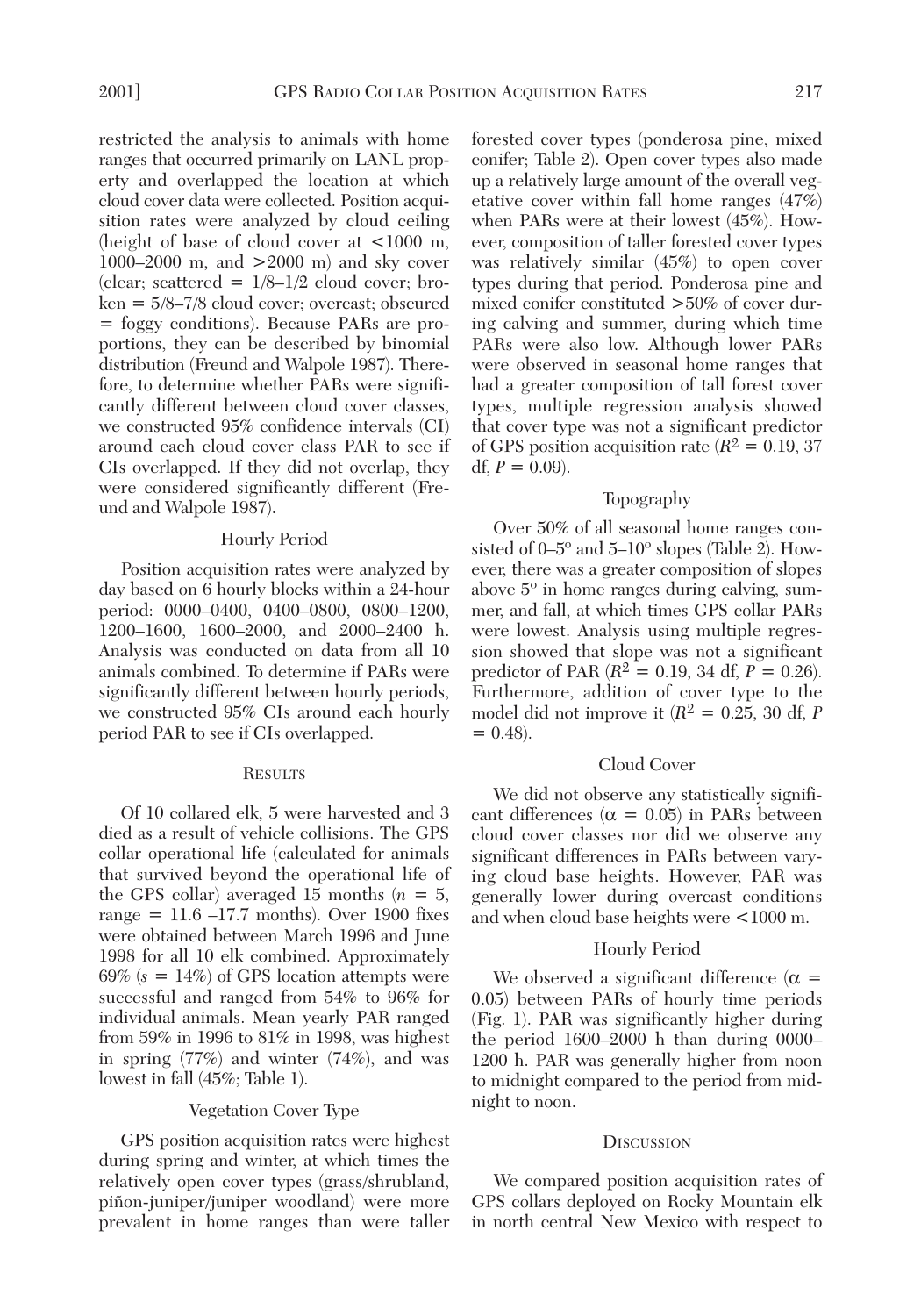restricted the analysis to animals with home ranges that occurred primarily on LANL property and overlapped the location at which cloud cover data were collected. Position acquisition rates were analyzed by cloud ceiling (height of base of cloud cover at <1000 m, 1000–2000 m, and >2000 m) and sky cover (clear; scattered = 1/8–1/2 cloud cover; broken = 5/8–7/8 cloud cover; overcast; obscured = foggy conditions). Because PARs are proportions, they can be described by binomial distribution (Freund and Walpole 1987). Therefore, to determine whether PARs were significantly different between cloud cover classes, we constructed 95% confidence intervals (CI) around each cloud cover class PAR to see if CIs overlapped. If they did not overlap, they were considered significantly different (Freund and Walpole 1987).

### Hourly Period

Position acquisition rates were analyzed by day based on 6 hourly blocks within a 24-hour period: 0000–0400, 0400–0800, 0800–1200, 1200–1600, 1600–2000, and 2000–2400 h. Analysis was conducted on data from all 10 animals combined. To determine if PARs were significantly different between hourly periods, we constructed 95% CIs around each hourly period PAR to see if CIs overlapped.

## Results

Of 10 collared elk, 5 were harvested and 3 died as a result of vehicle collisions. The GPS collar operational life (calculated for animals that survived beyond the operational life of the GPS collar) averaged 15 months ($n$ = 5, range = 11.6 –17.7 months). Over 1900 fixes were obtained between March 1996 and June 1998 for all 10 elk combined. Approximately 69% ($s$ = 14%) of GPS location attempts were successful and ranged from 54% to 96% for individual animals. Mean yearly PAR ranged from 59% in 1996 to 81% in 1998, was highest in spring (77%) and winter (74%), and was lowest in fall (45%; Table 1).

### Vegetation Cover Type

GPS position acquisition rates were highest during spring and winter, at which times the relatively open cover types (grass/shrubland, piñon-juniper/juniper woodland) were more prevalent in home ranges than were taller forested cover types (ponderosa pine, mixed conifer; Table 2). Open cover types also made up a relatively large amount of the overall vegetative cover within fall home ranges (47%) when PARs were at their lowest (45%). However, composition of taller forested cover types was relatively similar (45%) to open cover types during that period. Ponderosa pine and mixed conifer constituted >50% of cover during calving and summer, during which time PARs were also low. Although lower PARs were observed in seasonal home ranges that had a greater composition of tall forest cover types, multiple regression analysis showed that cover type was not a significant predictor of GPS position acquisition rate ($R^2$ = 0.19, 37 df, $P$ = 0.09).

### Topography

Over 50% of all seasonal home ranges consisted of 0–5° and 5–10° slopes (Table 2). However, there was a greater composition of slopes above 5° in home ranges during calving, summer, and fall, at which times GPS collar PARs were lowest. Analysis using multiple regression showed that slope was not a significant predictor of PAR ($R^2$ = 0.19, 34 df, $P$ = 0.26). Furthermore, addition of cover type to the model did not improve it ($R^2$ = 0.25, 30 df, $P$ = 0.48).

### Cloud Cover

We did not observe any statistically significant differences ($\alpha$ = 0.05) in PARs between cloud cover classes nor did we observe any significant differences in PARs between varying cloud base heights. However, PAR was generally lower during overcast conditions and when cloud base heights were <1000 m.

### Hourly Period

We observed a significant difference ($\alpha$ = 0.05) between PARs of hourly time periods (Fig. 1). PAR was significantly higher during the period 1600–2000 h than during 0000–1200 h. PAR was generally higher from noon to midnight compared to the period from midnight to noon.

## Discussion

We compared position acquisition rates of GPS collars deployed on Rocky Mountain elk in north central New Mexico with respect to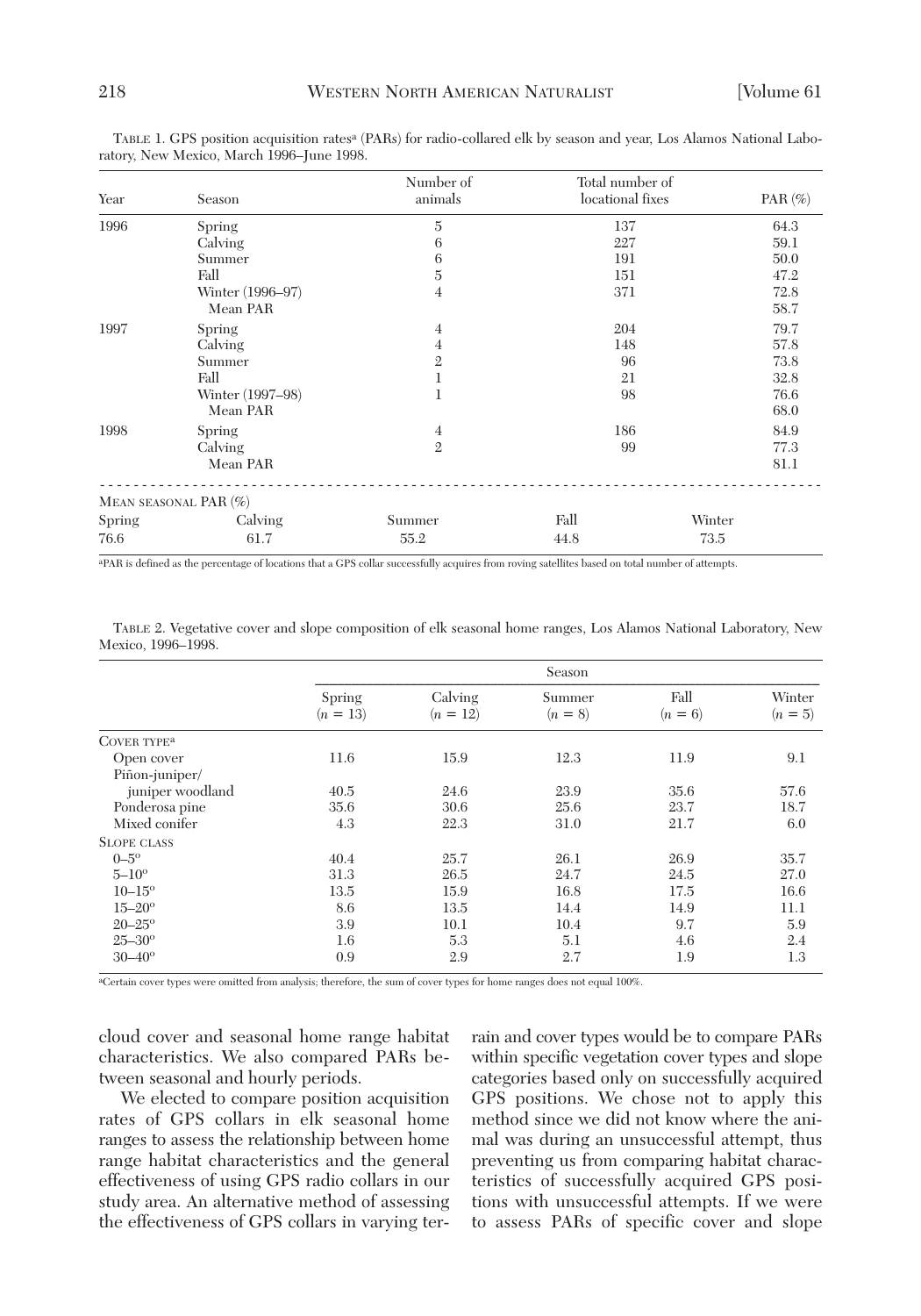TABLE 1. GPS position acquisition rates[a] (PARs) for radio-collared elk by season and year, Los Alamos National Laboratory, New Mexico, March 1996–June 1998.

| Year | Season | Number of animals | Total number of locational fixes | PAR (%) |
|---|---|---|---|---|
| 1996 | Spring | 5 | 137 | 64.3 |
| | Calving | 6 | 227 | 59.1 |
| | Summer | 6 | 191 | 50.0 |
| | Fall | 5 | 151 | 47.2 |
| | Winter (1996–97) | 4 | 371 | 72.8 |
| | Mean PAR | | | 58.7 |
| 1997 | Spring | 4 | 204 | 79.7 |
| | Calving | 4 | 148 | 57.8 |
| | Summer | 2 | 96 | 73.8 |
| | Fall | 1 | 21 | 32.8 |
| | Winter (1997–98) | 1 | 98 | 76.6 |
| | Mean PAR | | | 68.0 |
| 1998 | Spring | 4 | 186 | 84.9 |
| | Calving | 2 | 99 | 77.3 |
| | Mean PAR | | | 81.1 |

MEAN SEASONAL PAR (%)

| Spring | Calving | Summer | Fall | Winter |
|---|---|---|---|---|
| 76.6 | 61.7 | 55.2 | 44.8 | 73.5 |

[a]PAR is defined as the percentage of locations that a GPS collar successfully acquires from roving satellites based on total number of attempts.

TABLE 2. Vegetative cover and slope composition of elk seasonal home ranges, Los Alamos National Laboratory, New Mexico, 1996–1998.

| | Season | | | | |
|---|---|---|---|---|---|
| | Spring ($n = 13$) | Calving ($n = 12$) | Summer ($n = 8$) | Fall ($n = 6$) | Winter ($n = 5$) |
| COVER TYPE[a] | | | | | |
| Open cover | 11.6 | 15.9 | 12.3 | 11.9 | 9.1 |
| Piñon-juniper/ juniper woodland | 40.5 | 24.6 | 23.9 | 35.6 | 57.6 |
| Ponderosa pine | 35.6 | 30.6 | 25.6 | 23.7 | 18.7 |
| Mixed conifer | 4.3 | 22.3 | 31.0 | 21.7 | 6.0 |
| SLOPE CLASS | | | | | |
| 0–5° | 40.4 | 25.7 | 26.1 | 26.9 | 35.7 |
| 5–10° | 31.3 | 26.5 | 24.7 | 24.5 | 27.0 |
| 10–15° | 13.5 | 15.9 | 16.8 | 17.5 | 16.6 |
| 15–20° | 8.6 | 13.5 | 14.4 | 14.9 | 11.1 |
| 20–25° | 3.9 | 10.1 | 10.4 | 9.7 | 5.9 |
| 25–30° | 1.6 | 5.3 | 5.1 | 4.6 | 2.4 |
| 30–40° | 0.9 | 2.9 | 2.7 | 1.9 | 1.3 |

[a]Certain cover types were omitted from analysis; therefore, the sum of cover types for home ranges does not equal 100%.

cloud cover and seasonal home range habitat characteristics. We also compared PARs between seasonal and hourly periods.

We elected to compare position acquisition rates of GPS collars in elk seasonal home ranges to assess the relationship between home range habitat characteristics and the general effectiveness of using GPS radio collars in our study area. An alternative method of assessing the effectiveness of GPS collars in varying terrain and cover types would be to compare PARs within specific vegetation cover types and slope categories based only on successfully acquired GPS positions. We chose not to apply this method since we did not know where the animal was during an unsuccessful attempt, thus preventing us from comparing habitat characteristics of successfully acquired GPS positions with unsuccessful attempts. If we were to assess PARs of specific cover and slope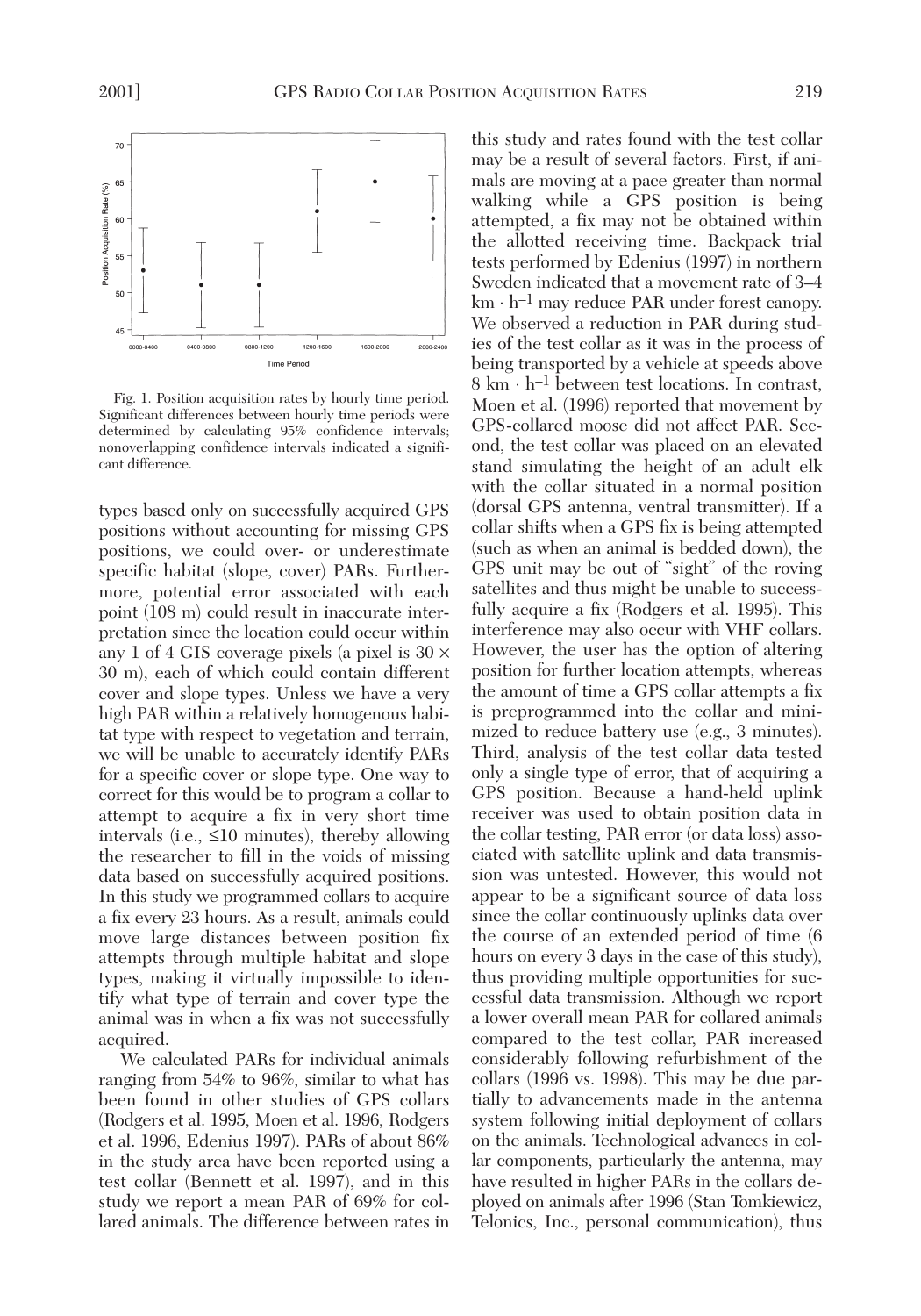Fig. 1. Position acquisition rates by hourly time period. Significant differences between hourly time periods were determined by calculating 95% confidence intervals; nonoverlapping confidence intervals indicated a significant difference.

types based only on successfully acquired GPS positions without accounting for missing GPS positions, we could over- or underestimate specific habitat (slope, cover) PARs. Furthermore, potential error associated with each point (108 m) could result in inaccurate interpretation since the location could occur within any 1 of 4 GIS coverage pixels (a pixel is 30 × 30 m), each of which could contain different cover and slope types. Unless we have a very high PAR within a relatively homogenous habitat type with respect to vegetation and terrain, we will be unable to accurately identify PARs for a specific cover or slope type. One way to correct for this would be to program a collar to attempt to acquire a fix in very short time intervals (i.e., ≤10 minutes), thereby allowing the researcher to fill in the voids of missing data based on successfully acquired positions. In this study we programmed collars to acquire a fix every 23 hours. As a result, animals could move large distances between position fix attempts through multiple habitat and slope types, making it virtually impossible to identify what type of terrain and cover type the animal was in when a fix was not successfully acquired.

We calculated PARs for individual animals ranging from 54% to 96%, similar to what has been found in other studies of GPS collars (Rodgers et al. 1995, Moen et al. 1996, Rodgers et al. 1996, Edenius 1997). PARs of about 86% in the study area have been reported using a test collar (Bennett et al. 1997), and in this study we report a mean PAR of 69% for collared animals. The difference between rates in this study and rates found with the test collar may be a result of several factors. First, if animals are moving at a pace greater than normal walking while a GPS position is being attempted, a fix may not be obtained within the allotted receiving time. Backpack trial tests performed by Edenius (1997) in northern Sweden indicated that a movement rate of 3–4 km · h$^{-1}$ may reduce PAR under forest canopy. We observed a reduction in PAR during studies of the test collar as it was in the process of being transported by a vehicle at speeds above 8 km · h$^{-1}$ between test locations. In contrast, Moen et al. (1996) reported that movement by GPS-collared moose did not affect PAR. Second, the test collar was placed on an elevated stand simulating the height of an adult elk with the collar situated in a normal position (dorsal GPS antenna, ventral transmitter). If a collar shifts when a GPS fix is being attempted (such as when an animal is bedded down), the GPS unit may be out of "sight" of the roving satellites and thus might be unable to successfully acquire a fix (Rodgers et al. 1995). This interference may also occur with VHF collars. However, the user has the option of altering position for further location attempts, whereas the amount of time a GPS collar attempts a fix is preprogrammed into the collar and minimized to reduce battery use (e.g., 3 minutes). Third, analysis of the test collar data tested only a single type of error, that of acquiring a GPS position. Because a hand-held uplink receiver was used to obtain position data in the collar testing, PAR error (or data loss) associated with satellite uplink and data transmission was untested. However, this would not appear to be a significant source of data loss since the collar continuously uplinks data over the course of an extended period of time (6 hours on every 3 days in the case of this study), thus providing multiple opportunities for successful data transmission. Although we report a lower overall mean PAR for collared animals compared to the test collar, PAR increased considerably following refurbishment of the collars (1996 vs. 1998). This may be due partially to advancements made in the antenna system following initial deployment of collars on the animals. Technological advances in collar components, particularly the antenna, may have resulted in higher PARs in the collars deployed on animals after 1996 (Stan Tomkiewicz, Telonics, Inc., personal communication), thus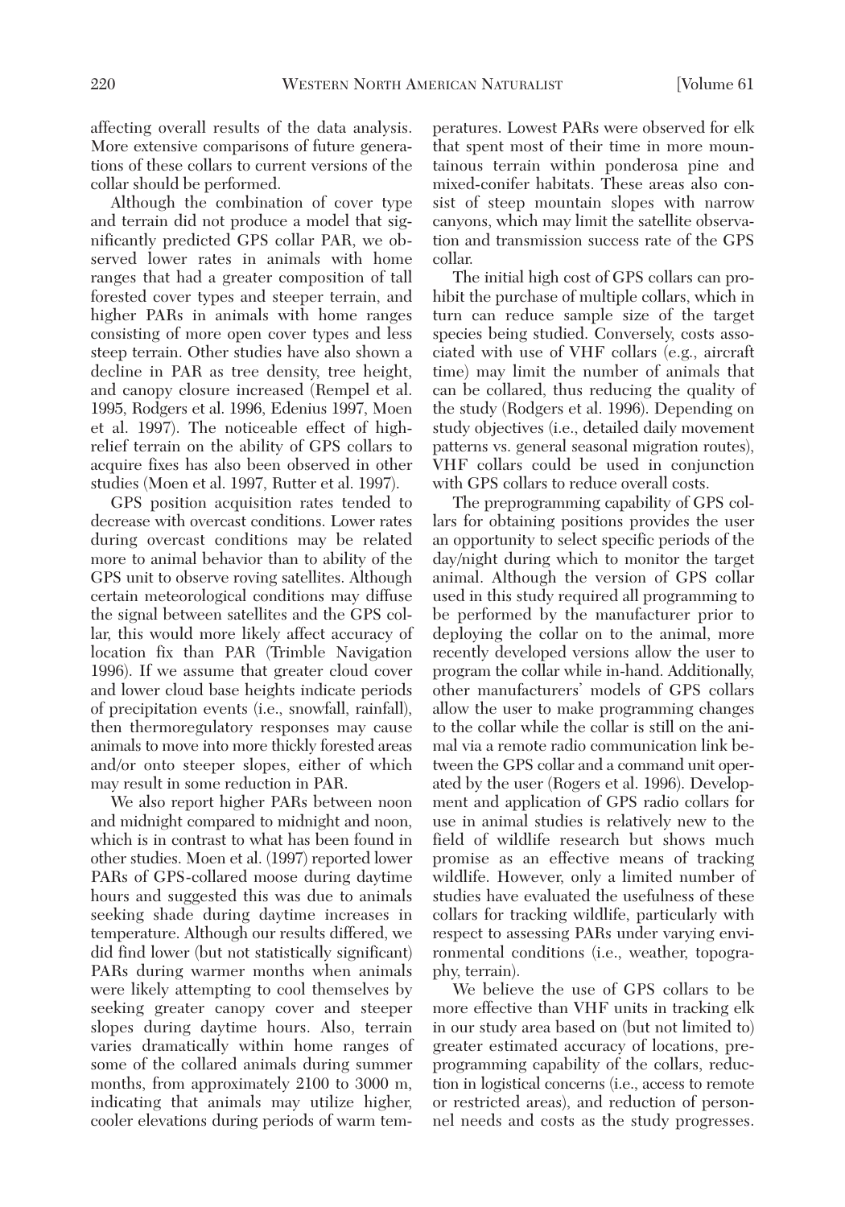affecting overall results of the data analysis. More extensive comparisons of future generations of these collars to current versions of the collar should be performed.

Although the combination of cover type and terrain did not produce a model that significantly predicted GPS collar PAR, we observed lower rates in animals with home ranges that had a greater composition of tall forested cover types and steeper terrain, and higher PARs in animals with home ranges consisting of more open cover types and less steep terrain. Other studies have also shown a decline in PAR as tree density, tree height, and canopy closure increased (Rempel et al. 1995, Rodgers et al. 1996, Edenius 1997, Moen et al. 1997). The noticeable effect of high-relief terrain on the ability of GPS collars to acquire fixes has also been observed in other studies (Moen et al. 1997, Rutter et al. 1997).

GPS position acquisition rates tended to decrease with overcast conditions. Lower rates during overcast conditions may be related more to animal behavior than to ability of the GPS unit to observe roving satellites. Although certain meteorological conditions may diffuse the signal between satellites and the GPS collar, this would more likely affect accuracy of location fix than PAR (Trimble Navigation 1996). If we assume that greater cloud cover and lower cloud base heights indicate periods of precipitation events (i.e., snowfall, rainfall), then thermoregulatory responses may cause animals to move into more thickly forested areas and/or onto steeper slopes, either of which may result in some reduction in PAR.

We also report higher PARs between noon and midnight compared to midnight and noon, which is in contrast to what has been found in other studies. Moen et al. (1997) reported lower PARs of GPS-collared moose during daytime hours and suggested this was due to animals seeking shade during daytime increases in temperature. Although our results differed, we did find lower (but not statistically significant) PARs during warmer months when animals were likely attempting to cool themselves by seeking greater canopy cover and steeper slopes during daytime hours. Also, terrain varies dramatically within home ranges of some of the collared animals during summer months, from approximately 2100 to 3000 m, indicating that animals may utilize higher, cooler elevations during periods of warm temperatures. Lowest PARs were observed for elk that spent most of their time in more mountainous terrain within ponderosa pine and mixed-conifer habitats. These areas also consist of steep mountain slopes with narrow canyons, which may limit the satellite observation and transmission success rate of the GPS collar.

The initial high cost of GPS collars can prohibit the purchase of multiple collars, which in turn can reduce sample size of the target species being studied. Conversely, costs associated with use of VHF collars (e.g., aircraft time) may limit the number of animals that can be collared, thus reducing the quality of the study (Rodgers et al. 1996). Depending on study objectives (i.e., detailed daily movement patterns vs. general seasonal migration routes), VHF collars could be used in conjunction with GPS collars to reduce overall costs.

The preprogramming capability of GPS collars for obtaining positions provides the user an opportunity to select specific periods of the day/night during which to monitor the target animal. Although the version of GPS collar used in this study required all programming to be performed by the manufacturer prior to deploying the collar on to the animal, more recently developed versions allow the user to program the collar while in-hand. Additionally, other manufacturers' models of GPS collars allow the user to make programming changes to the collar while the collar is still on the animal via a remote radio communication link between the GPS collar and a command unit operated by the user (Rogers et al. 1996). Development and application of GPS radio collars for use in animal studies is relatively new to the field of wildlife research but shows much promise as an effective means of tracking wildlife. However, only a limited number of studies have evaluated the usefulness of these collars for tracking wildlife, particularly with respect to assessing PARs under varying environmental conditions (i.e., weather, topography, terrain).

We believe the use of GPS collars to be more effective than VHF units in tracking elk in our study area based on (but not limited to) greater estimated accuracy of locations, preprogramming capability of the collars, reduction in logistical concerns (i.e., access to remote or restricted areas), and reduction of personnel needs and costs as the study progresses.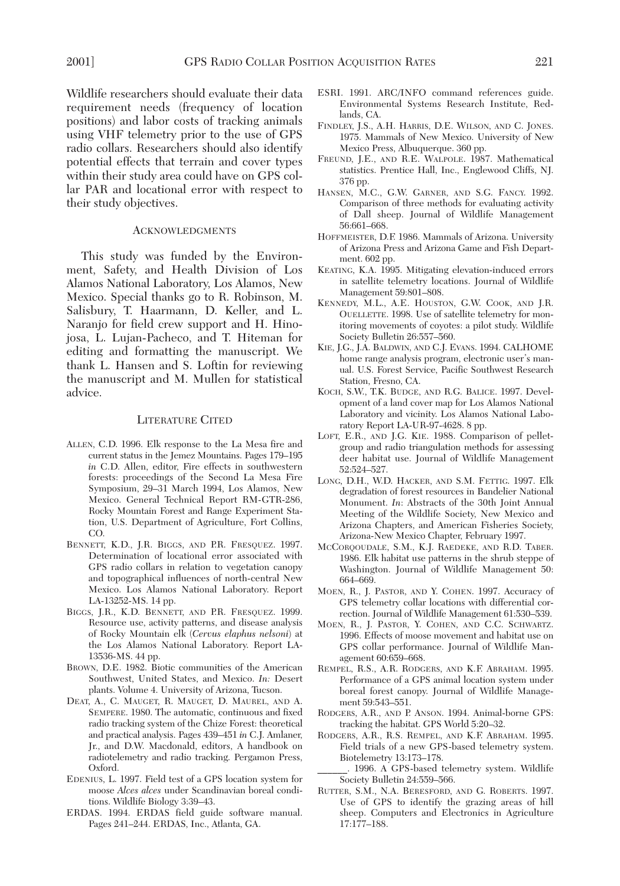Wildlife researchers should evaluate their data requirement needs (frequency of location positions) and labor costs of tracking animals using VHF telemetry prior to the use of GPS radio collars. Researchers should also identify potential effects that terrain and cover types within their study area could have on GPS collar PAR and locational error with respect to their study objectives.

## Acknowledgments

This study was funded by the Environment, Safety, and Health Division of Los Alamos National Laboratory, Los Alamos, New Mexico. Special thanks go to R. Robinson, M. Salisbury, T. Haarmann, D. Keller, and L. Naranjo for field crew support and H. Hinojosa, L. Lujan-Pacheco, and T. Hiteman for editing and formatting the manuscript. We thank L. Hansen and S. Loftin for reviewing the manuscript and M. Mullen for statistical advice.

## Literature Cited

Allen, C.D. 1996. Elk response to the La Mesa fire and current status in the Jemez Mountains. Pages 179–195 *in* C.D. Allen, editor, Fire effects in southwestern forests: proceedings of the Second La Mesa Fire Symposium, 29–31 March 1994, Los Alamos, New Mexico. General Technical Report RM-GTR-286, Rocky Mountain Forest and Range Experiment Station, U.S. Department of Agriculture, Fort Collins, CO.

Bennett, K.D., J.R. Biggs, and P.R. Fresquez. 1997. Determination of locational error associated with GPS radio collars in relation to vegetation canopy and topographical influences of north-central New Mexico. Los Alamos National Laboratory. Report LA-13252-MS. 14 pp.

Biggs, J.R., K.D. Bennett, and P.R. Fresquez. 1999. Resource use, activity patterns, and disease analysis of Rocky Mountain elk (*Cervus elaphus nelsoni*) at the Los Alamos National Laboratory. Report LA-13536-MS. 44 pp.

Brown, D.E. 1982. Biotic communities of the American Southwest, United States, and Mexico. *In:* Desert plants. Volume 4. University of Arizona, Tucson.

Deat, A., C. Mauget, R. Mauget, D. Maurel, and A. Sempere. 1980. The automatic, continuous and fixed radio tracking system of the Chize Forest: theoretical and practical analysis. Pages 439–451 *in* C.J. Amlaner, Jr., and D.W. Macdonald, editors, A handbook on radiotelemetry and radio tracking. Pergamon Press, Oxford.

Edenius, L. 1997. Field test of a GPS location system for moose *Alces alces* under Scandinavian boreal conditions. Wildlife Biology 3:39–43.

ERDAS. 1994. ERDAS field guide software manual. Pages 241–244. ERDAS, Inc., Atlanta, GA.

ESRI. 1991. ARC/INFO command references guide. Environmental Systems Research Institute, Redlands, CA.

Findley, J.S., A.H. Harris, D.E. Wilson, and C. Jones. 1975. Mammals of New Mexico. University of New Mexico Press, Albuquerque. 360 pp.

Freund, J.E., and R.E. Walpole. 1987. Mathematical statistics. Prentice Hall, Inc., Englewood Cliffs, NJ. 376 pp.

Hansen, M.C., G.W. Garner, and S.G. Fancy. 1992. Comparison of three methods for evaluating activity of Dall sheep. Journal of Wildlife Management 56:661–668.

Hoffmeister, D.F. 1986. Mammals of Arizona. University of Arizona Press and Arizona Game and Fish Department. 602 pp.

Keating, K.A. 1995. Mitigating elevation-induced errors in satellite telemetry locations. Journal of Wildlife Management 59:801–808.

Kennedy, M.L., A.E. Houston, G.W. Cook, and J.R. Ouellette. 1998. Use of satellite telemetry for monitoring movements of coyotes: a pilot study. Wildlife Society Bulletin 26:557–560.

Kie, J.G., J.A. Baldwin, and C.J. Evans. 1994. CALHOME home range analysis program, electronic user's manual. U.S. Forest Service, Pacific Southwest Research Station, Fresno, CA.

Koch, S.W., T.K. Budge, and R.G. Balice. 1997. Development of a land cover map for Los Alamos National Laboratory and vicinity. Los Alamos National Laboratory Report LA-UR-97-4628. 8 pp.

Loft, E.R., and J.G. Kie. 1988. Comparison of pellet-group and radio triangulation methods for assessing deer habitat use. Journal of Wildlife Management 52:524–527.

Long, D.H., W.D. Hacker, and S.M. Fettig. 1997. Elk degradation of forest resources in Bandelier National Monument. *In*: Abstracts of the 30th Joint Annual Meeting of the Wildlife Society, New Mexico and Arizona Chapters, and American Fisheries Society, Arizona-New Mexico Chapter, February 1997.

McCorquodale, S.M., K.J. Raedeke, and R.D. Taber. 1986. Elk habitat use patterns in the shrub steppe of Washington. Journal of Wildlife Management 50: 664–669.

Moen, R., J. Pastor, and Y. Cohen. 1997. Accuracy of GPS telemetry collar locations with differential correction. Journal of Wildlife Management 61:530–539.

Moen, R., J. Pastor, Y. Cohen, and C.C. Schwartz. 1996. Effects of moose movement and habitat use on GPS collar performance. Journal of Wildlife Management 60:659–668.

Rempel, R.S., A.R. Rodgers, and K.F. Abraham. 1995. Performance of a GPS animal location system under boreal forest canopy. Journal of Wildlife Management 59:543–551.

Rodgers, A.R., and P. Anson. 1994. Animal-borne GPS: tracking the habitat. GPS World 5:20–32.

Rodgers, A.R., R.S. Rempel, and K.F. Abraham. 1995. Field trials of a new GPS-based telemetry system. Biotelemetry 13:173–178.

______. 1996. A GPS-based telemetry system. Wildlife Society Bulletin 24:559–566.

Rutter, S.M., N.A. Beresford, and G. Roberts. 1997. Use of GPS to identify the grazing areas of hill sheep. Computers and Electronics in Agriculture 17:177–188.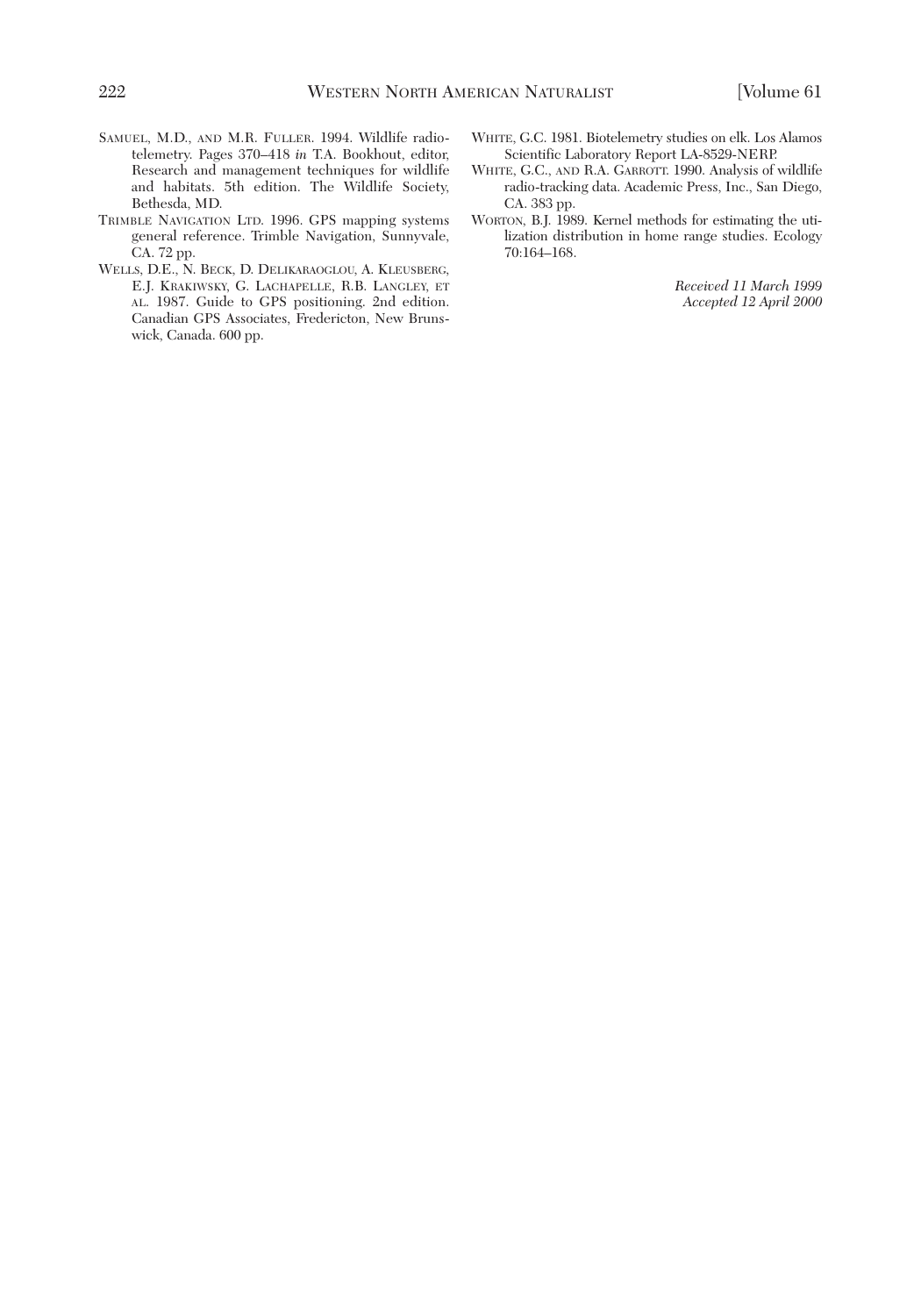SAMUEL, M.D., AND M.R. FULLER. 1994. Wildlife radiotelemetry. Pages 370–418 *in* T.A. Bookhout, editor, Research and management techniques for wildlife and habitats. 5th edition. The Wildlife Society, Bethesda, MD.

TRIMBLE NAVIGATION LTD. 1996. GPS mapping systems general reference. Trimble Navigation, Sunnyvale, CA. 72 pp.

WELLS, D.E., N. BECK, D. DELIKARAOGLOU, A. KLEUSBERG, E.J. KRAKIWSKY, G. LACHAPELLE, R.B. LANGLEY, ET AL. 1987. Guide to GPS positioning. 2nd edition. Canadian GPS Associates, Fredericton, New Brunswick, Canada. 600 pp.

WHITE, G.C. 1981. Biotelemetry studies on elk. Los Alamos Scientific Laboratory Report LA-8529-NERP.

WHITE, G.C., AND R.A. GARROTT. 1990. Analysis of wildlife radio-tracking data. Academic Press, Inc., San Diego, CA. 383 pp.

WORTON, B.J. 1989. Kernel methods for estimating the utilization distribution in home range studies. Ecology 70:164–168.

*Received 11 March 1999*
*Accepted 12 April 2000*